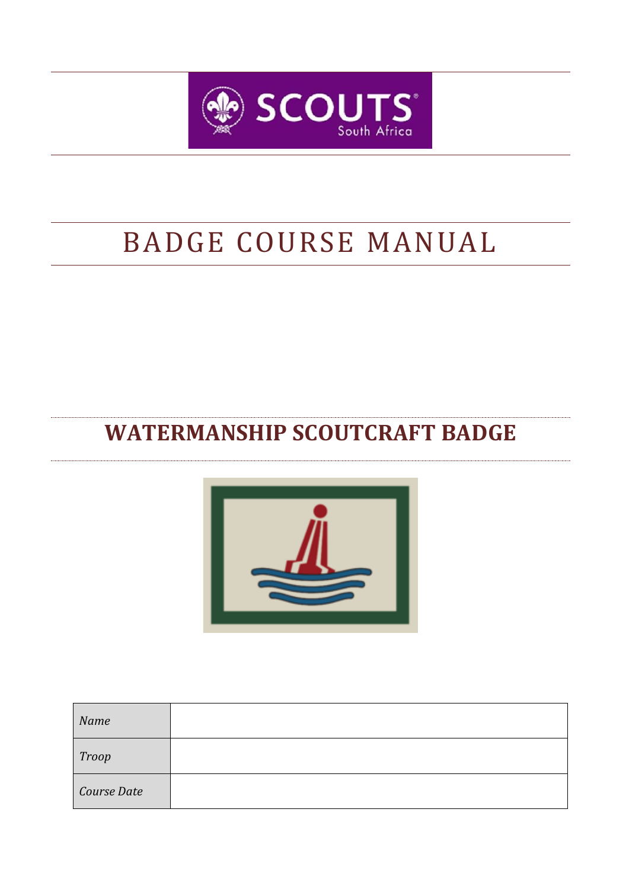SCOUTS South Africa

# BADGE COURSE MANUAL

## WATERMANSHIP SCOUTCRAFT BADGE

| *Name* | |
|---|---|
| *Troop* | |
| *Course Date* | |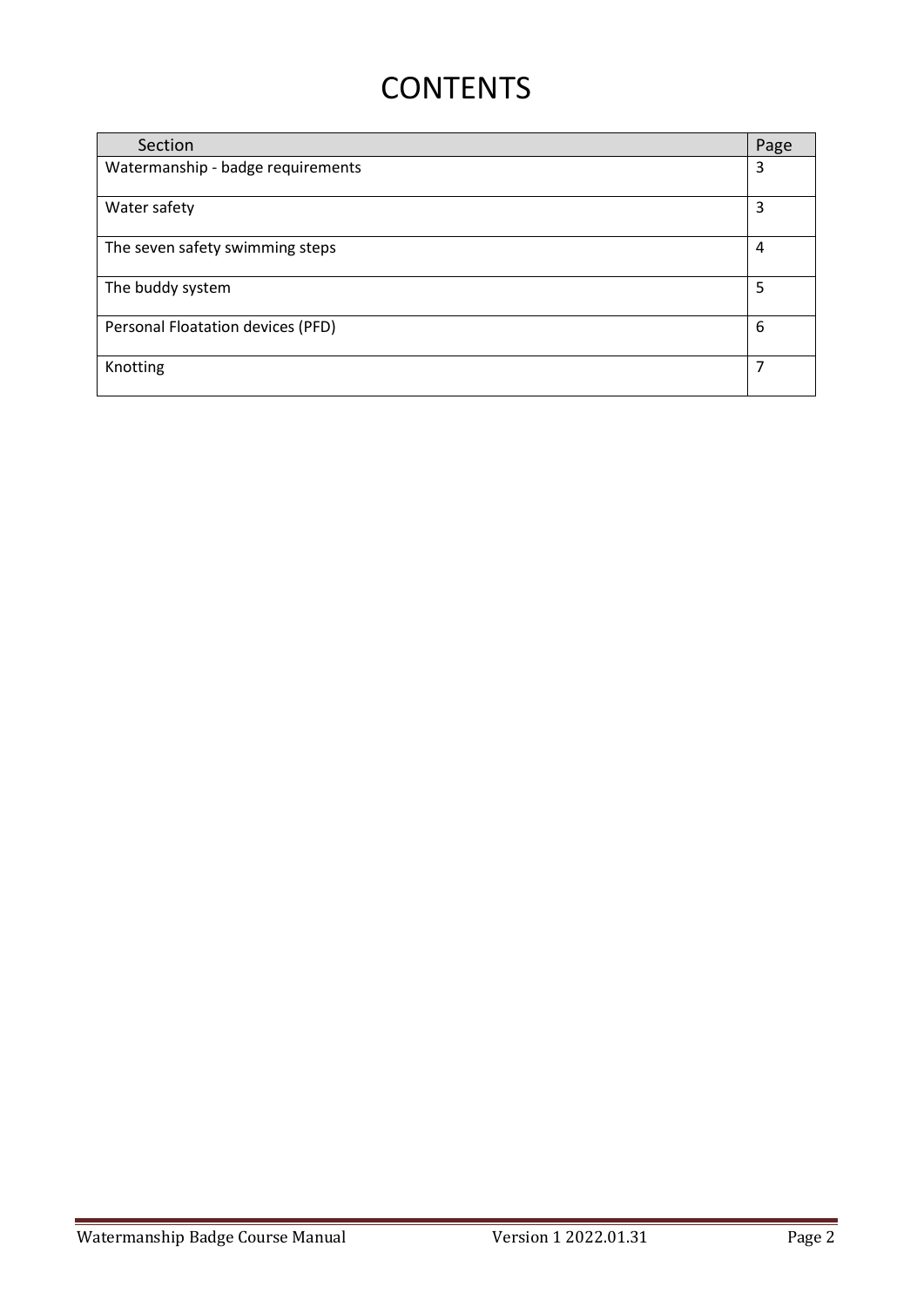# CONTENTS

| Section | Page |
|---|---|
| Watermanship - badge requirements | 3 |
| Water safety | 3 |
| The seven safety swimming steps | 4 |
| The buddy system | 5 |
| Personal Floatation devices (PFD) | 6 |
| Knotting | 7 |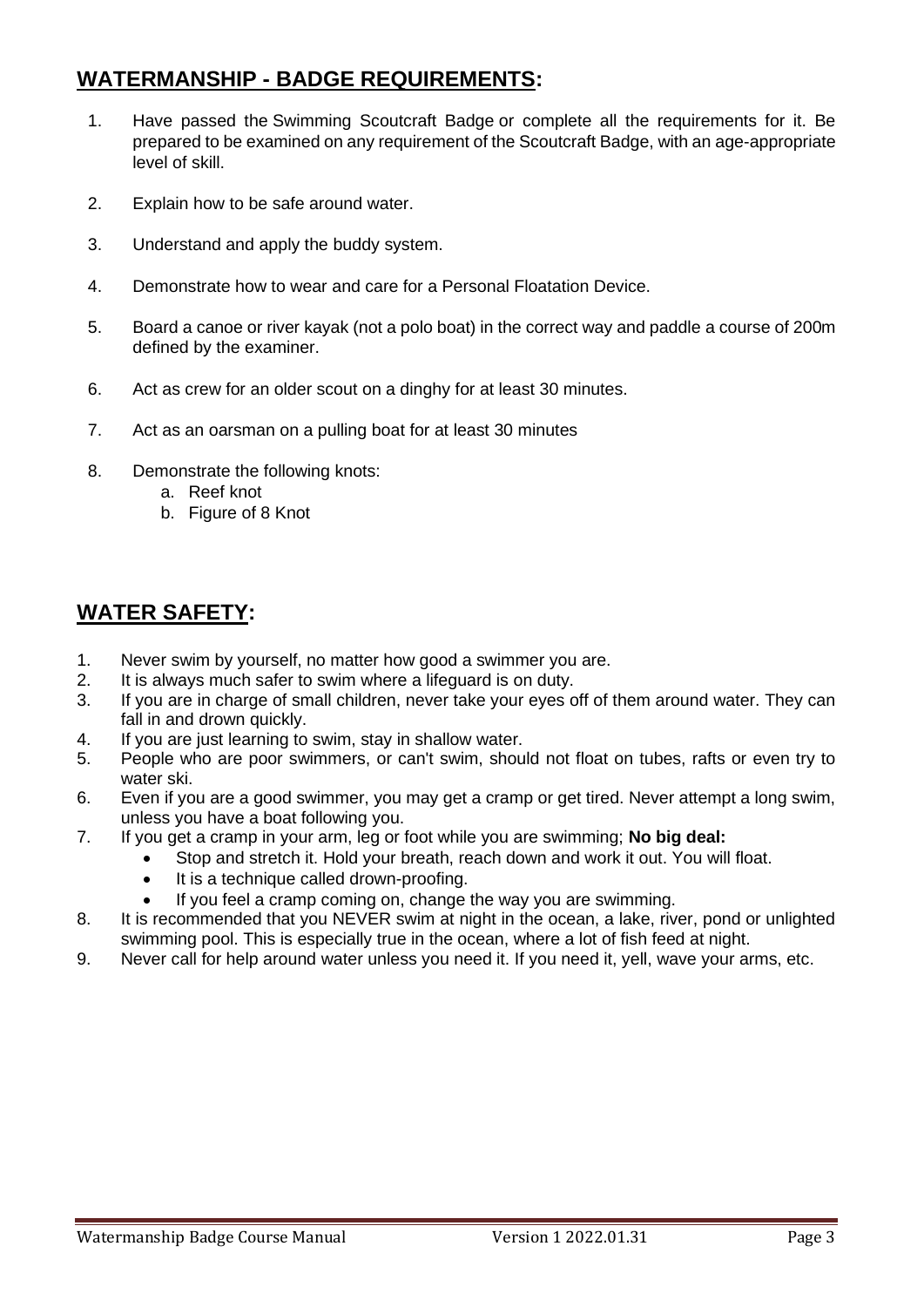## <u>WATERMANSHIP - BADGE REQUIREMENTS</u>:

1. Have passed the Swimming Scoutcraft Badge or complete all the requirements for it. Be prepared to be examined on any requirement of the Scoutcraft Badge, with an age-appropriate level of skill.
2. Explain how to be safe around water.
3. Understand and apply the buddy system.
4. Demonstrate how to wear and care for a Personal Floatation Device.
5. Board a canoe or river kayak (not a polo boat) in the correct way and paddle a course of 200m defined by the examiner.
6. Act as crew for an older scout on a dinghy for at least 30 minutes.
7. Act as an oarsman on a pulling boat for at least 30 minutes
8. Demonstrate the following knots:
   a. Reef knot
   b. Figure of 8 Knot

## <u>WATER SAFETY</u>:

1. Never swim by yourself, no matter how good a swimmer you are.
2. It is always much safer to swim where a lifeguard is on duty.
3. If you are in charge of small children, never take your eyes off of them around water. They can fall in and drown quickly.
4. If you are just learning to swim, stay in shallow water.
5. People who are poor swimmers, or can't swim, should not float on tubes, rafts or even try to water ski.
6. Even if you are a good swimmer, you may get a cramp or get tired. Never attempt a long swim, unless you have a boat following you.
7. If you get a cramp in your arm, leg or foot while you are swimming; **No big deal:**
   - Stop and stretch it. Hold your breath, reach down and work it out. You will float.
   - It is a technique called drown-proofing.
   - If you feel a cramp coming on, change the way you are swimming.
8. It is recommended that you NEVER swim at night in the ocean, a lake, river, pond or unlighted swimming pool. This is especially true in the ocean, where a lot of fish feed at night.
9. Never call for help around water unless you need it. If you need it, yell, wave your arms, etc.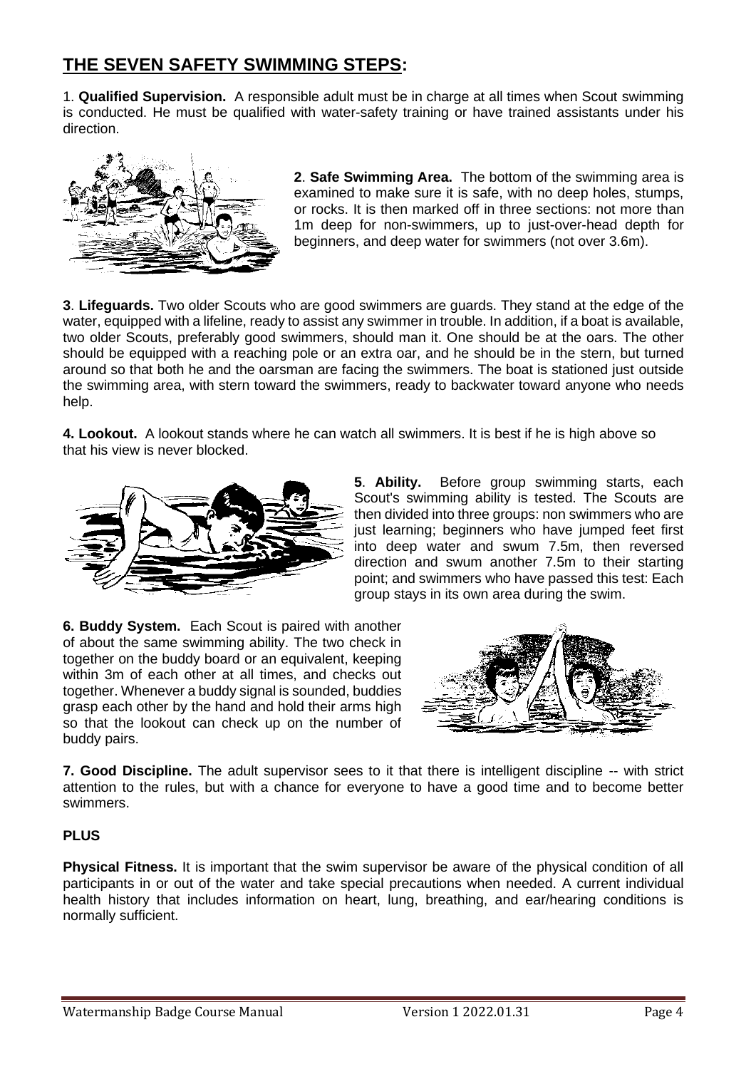## **THE SEVEN SAFETY SWIMMING STEPS:**

1. **Qualified Supervision.** A responsible adult must be in charge at all times when Scout swimming is conducted. He must be qualified with water-safety training or have trained assistants under his direction.

**2**. **Safe Swimming Area.** The bottom of the swimming area is examined to make sure it is safe, with no deep holes, stumps, or rocks. It is then marked off in three sections: not more than 1m deep for non-swimmers, up to just-over-head depth for beginners, and deep water for swimmers (not over 3.6m).

**3**. **Lifeguards.** Two older Scouts who are good swimmers are guards. They stand at the edge of the water, equipped with a lifeline, ready to assist any swimmer in trouble. In addition, if a boat is available, two older Scouts, preferably good swimmers, should man it. One should be at the oars. The other should be equipped with a reaching pole or an extra oar, and he should be in the stern, but turned around so that both he and the oarsman are facing the swimmers. The boat is stationed just outside the swimming area, with stern toward the swimmers, ready to backwater toward anyone who needs help.

**4. Lookout.** A lookout stands where he can watch all swimmers. It is best if he is high above so that his view is never blocked.

**5**. **Ability.** Before group swimming starts, each Scout's swimming ability is tested. The Scouts are then divided into three groups: non swimmers who are just learning; beginners who have jumped feet first into deep water and swum 7.5m, then reversed direction and swum another 7.5m to their starting point; and swimmers who have passed this test: Each group stays in its own area during the swim.

**6. Buddy System.** Each Scout is paired with another of about the same swimming ability. The two check in together on the buddy board or an equivalent, keeping within 3m of each other at all times, and checks out together. Whenever a buddy signal is sounded, buddies grasp each other by the hand and hold their arms high so that the lookout can check up on the number of buddy pairs.

**7. Good Discipline.** The adult supervisor sees to it that there is intelligent discipline -- with strict attention to the rules, but with a chance for everyone to have a good time and to become better swimmers.

**PLUS**

**Physical Fitness.** It is important that the swim supervisor be aware of the physical condition of all participants in or out of the water and take special precautions when needed. A current individual health history that includes information on heart, lung, breathing, and ear/hearing conditions is normally sufficient.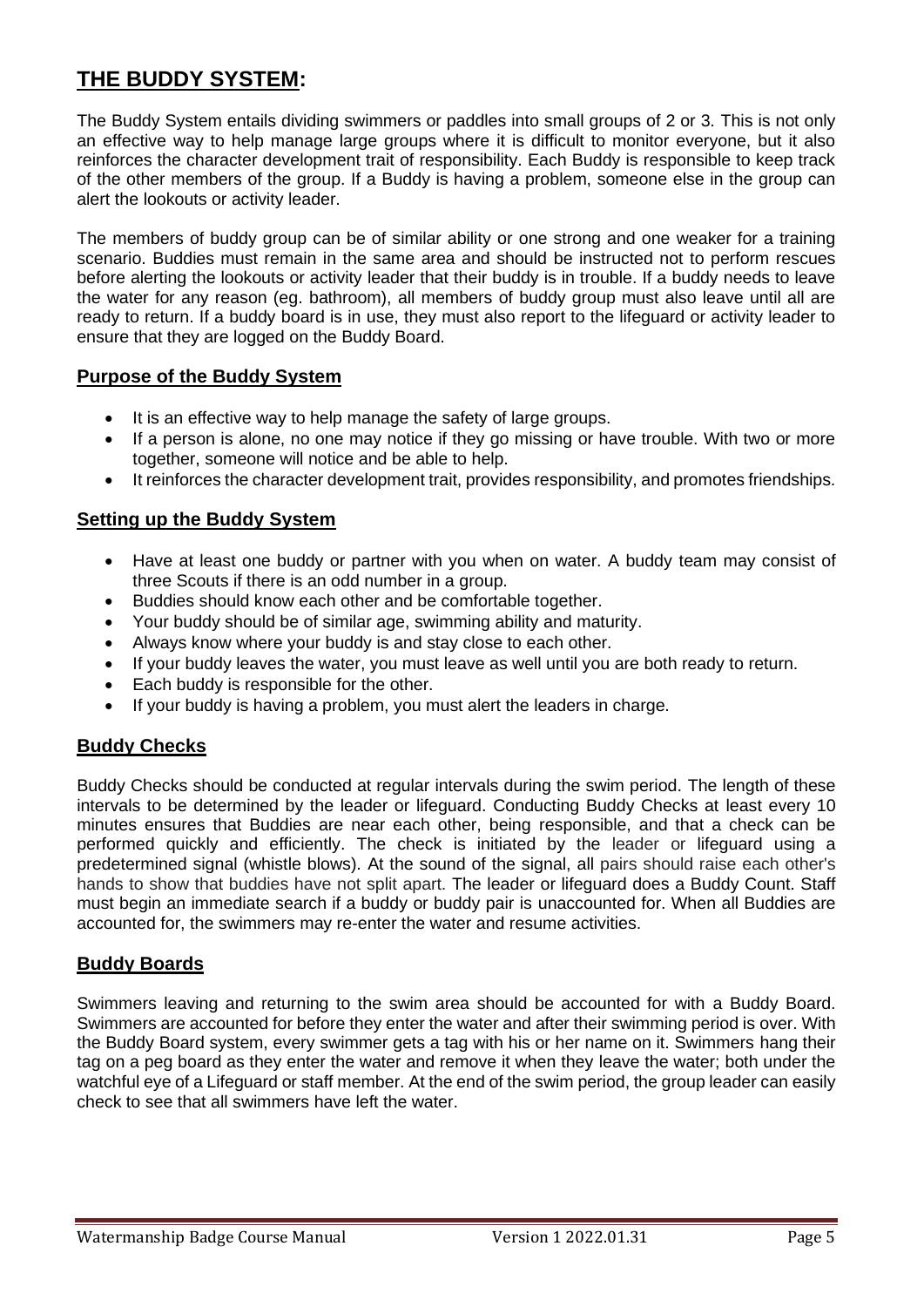## THE BUDDY SYSTEM:

The Buddy System entails dividing swimmers or paddles into small groups of 2 or 3. This is not only an effective way to help manage large groups where it is difficult to monitor everyone, but it also reinforces the character development trait of responsibility. Each Buddy is responsible to keep track of the other members of the group. If a Buddy is having a problem, someone else in the group can alert the lookouts or activity leader.

The members of buddy group can be of similar ability or one strong and one weaker for a training scenario. Buddies must remain in the same area and should be instructed not to perform rescues before alerting the lookouts or activity leader that their buddy is in trouble. If a buddy needs to leave the water for any reason (eg. bathroom), all members of buddy group must also leave until all are ready to return. If a buddy board is in use, they must also report to the lifeguard or activity leader to ensure that they are logged on the Buddy Board.

### Purpose of the Buddy System

- It is an effective way to help manage the safety of large groups.
- If a person is alone, no one may notice if they go missing or have trouble. With two or more together, someone will notice and be able to help.
- It reinforces the character development trait, provides responsibility, and promotes friendships.

### Setting up the Buddy System

- Have at least one buddy or partner with you when on water. A buddy team may consist of three Scouts if there is an odd number in a group.
- Buddies should know each other and be comfortable together.
- Your buddy should be of similar age, swimming ability and maturity.
- Always know where your buddy is and stay close to each other.
- If your buddy leaves the water, you must leave as well until you are both ready to return.
- Each buddy is responsible for the other.
- If your buddy is having a problem, you must alert the leaders in charge.

### Buddy Checks

Buddy Checks should be conducted at regular intervals during the swim period. The length of these intervals to be determined by the leader or lifeguard. Conducting Buddy Checks at least every 10 minutes ensures that Buddies are near each other, being responsible, and that a check can be performed quickly and efficiently. The check is initiated by the leader or lifeguard using a predetermined signal (whistle blows). At the sound of the signal, all pairs should raise each other's hands to show that buddies have not split apart. The leader or lifeguard does a Buddy Count. Staff must begin an immediate search if a buddy or buddy pair is unaccounted for. When all Buddies are accounted for, the swimmers may re-enter the water and resume activities.

### Buddy Boards

Swimmers leaving and returning to the swim area should be accounted for with a Buddy Board. Swimmers are accounted for before they enter the water and after their swimming period is over. With the Buddy Board system, every swimmer gets a tag with his or her name on it. Swimmers hang their tag on a peg board as they enter the water and remove it when they leave the water; both under the watchful eye of a Lifeguard or staff member. At the end of the swim period, the group leader can easily check to see that all swimmers have left the water.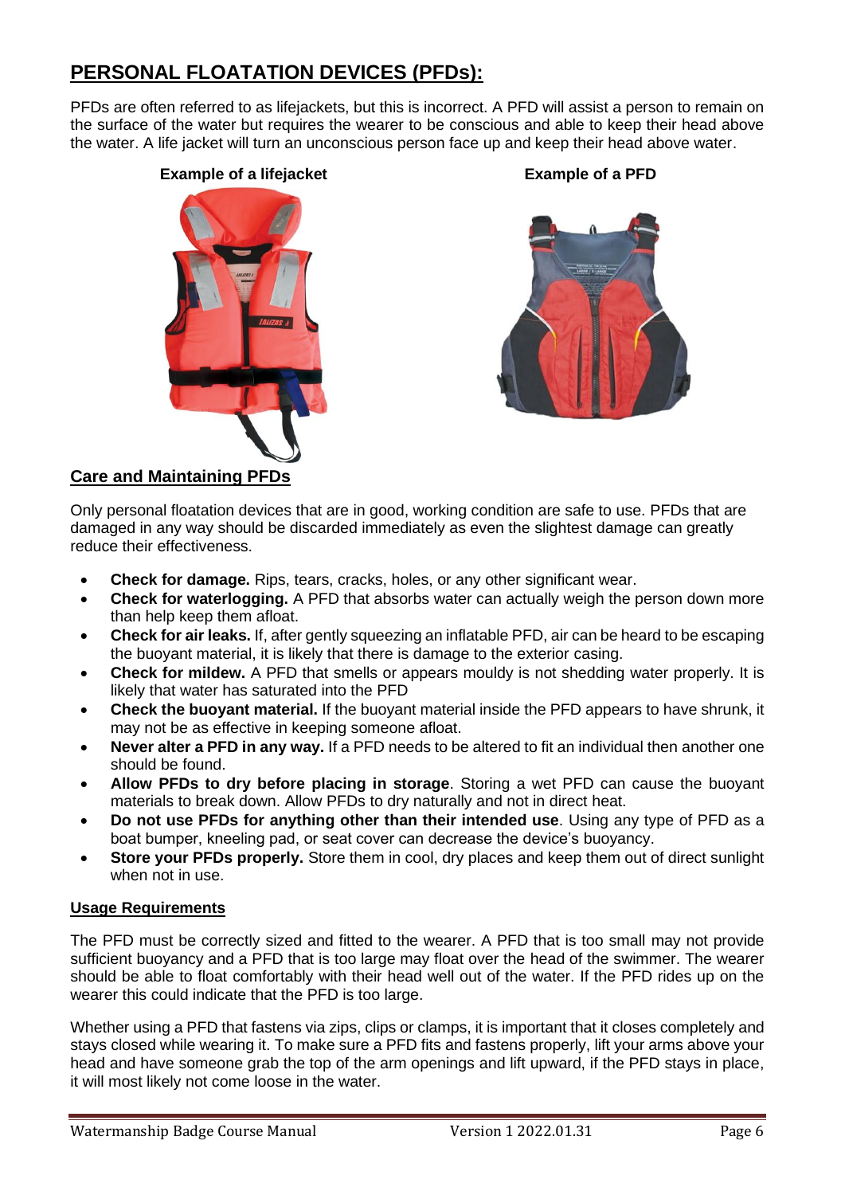# PERSONAL FLOATATION DEVICES (PFDs):

PFDs are often referred to as lifejackets, but this is incorrect. A PFD will assist a person to remain on the surface of the water but requires the wearer to be conscious and able to keep their head above the water. A life jacket will turn an unconscious person face up and keep their head above water.

**Example of a lifejacket**

**Example of a PFD**

## Care and Maintaining PFDs

Only personal floatation devices that are in good, working condition are safe to use. PFDs that are damaged in any way should be discarded immediately as even the slightest damage can greatly reduce their effectiveness.

- **Check for damage.** Rips, tears, cracks, holes, or any other significant wear.
- **Check for waterlogging.** A PFD that absorbs water can actually weigh the person down more than help keep them afloat.
- **Check for air leaks.** If, after gently squeezing an inflatable PFD, air can be heard to be escaping the buoyant material, it is likely that there is damage to the exterior casing.
- **Check for mildew.** A PFD that smells or appears mouldy is not shedding water properly. It is likely that water has saturated into the PFD
- **Check the buoyant material.** If the buoyant material inside the PFD appears to have shrunk, it may not be as effective in keeping someone afloat.
- **Never alter a PFD in any way.** If a PFD needs to be altered to fit an individual then another one should be found.
- **Allow PFDs to dry before placing in storage**. Storing a wet PFD can cause the buoyant materials to break down. Allow PFDs to dry naturally and not in direct heat.
- **Do not use PFDs for anything other than their intended use**. Using any type of PFD as a boat bumper, kneeling pad, or seat cover can decrease the device's buoyancy.
- **Store your PFDs properly.** Store them in cool, dry places and keep them out of direct sunlight when not in use.

### Usage Requirements

The PFD must be correctly sized and fitted to the wearer. A PFD that is too small may not provide sufficient buoyancy and a PFD that is too large may float over the head of the swimmer. The wearer should be able to float comfortably with their head well out of the water. If the PFD rides up on the wearer this could indicate that the PFD is too large.

Whether using a PFD that fastens via zips, clips or clamps, it is important that it closes completely and stays closed while wearing it. To make sure a PFD fits and fastens properly, lift your arms above your head and have someone grab the top of the arm openings and lift upward, if the PFD stays in place, it will most likely not come loose in the water.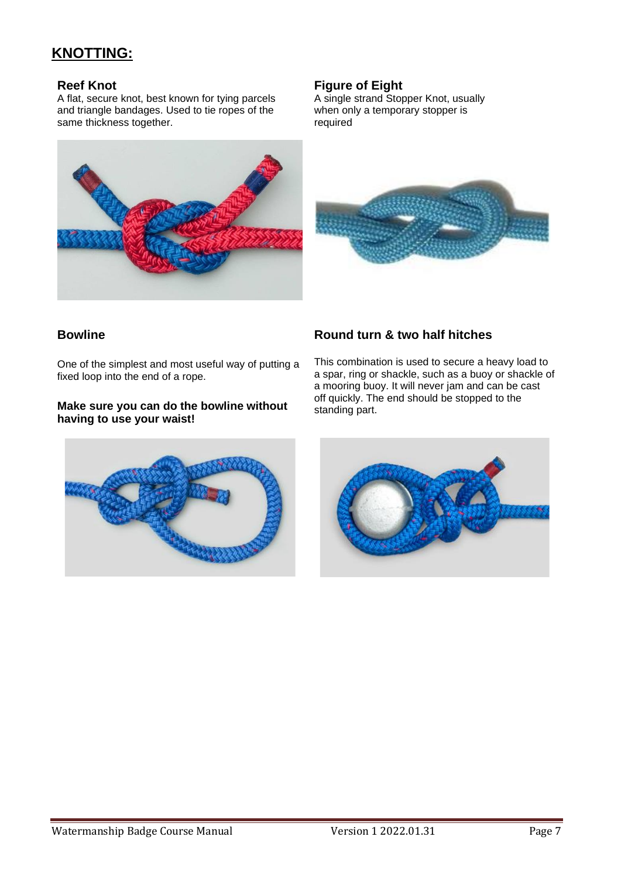## KNOTTING:

### Reef Knot

A flat, secure knot, best known for tying parcels and triangle bandages. Used to tie ropes of the same thickness together.

### Figure of Eight

A single strand Stopper Knot, usually when only a temporary stopper is required

### Bowline

One of the simplest and most useful way of putting a fixed loop into the end of a rope.

**Make sure you can do the bowline without having to use your waist!**

### Round turn & two half hitches

This combination is used to secure a heavy load to a spar, ring or shackle, such as a buoy or shackle of a mooring buoy. It will never jam and can be cast off quickly. The end should be stopped to the standing part.